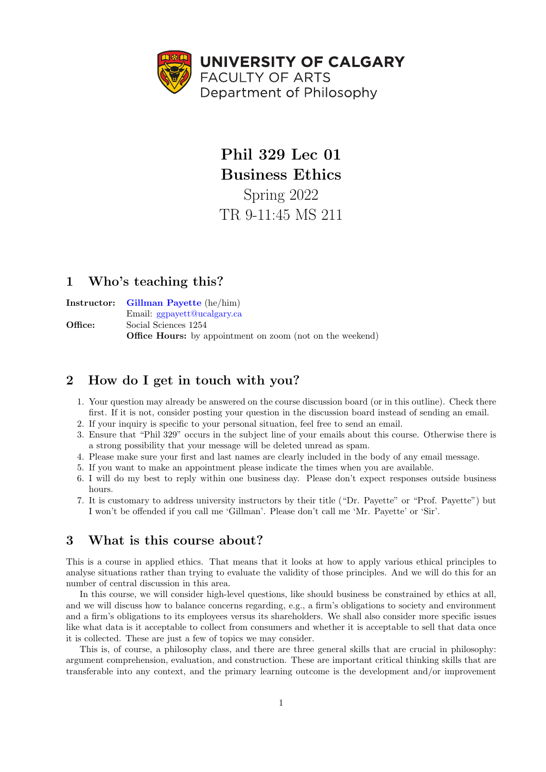UNIVERSITY OF CALGARY
FACULTY OF ARTS
Department of Philosophy

# Phil 329 Lec 01
# Business Ethics

Spring 2022

TR 9-11:45 MS 211

## 1 Who's teaching this?

**Instructor:** Gillman Payette (he/him)
Email: ggpayett@ucalgary.ca

**Office:** Social Sciences 1254
**Office Hours:** by appointment on zoom (not on the weekend)

## 2 How do I get in touch with you?

1. Your question may already be answered on the course discussion board (or in this outline). Check there first. If it is not, consider posting your question in the discussion board instead of sending an email.
2. If your inquiry is specific to your personal situation, feel free to send an email.
3. Ensure that "Phil 329" occurs in the subject line of your emails about this course. Otherwise there is a strong possibility that your message will be deleted unread as spam.
4. Please make sure your first and last names are clearly included in the body of any email message.
5. If you want to make an appointment please indicate the times when you are available.
6. I will do my best to reply within one business day. Please don't expect responses outside business hours.
7. It is customary to address university instructors by their title ("Dr. Payette" or "Prof. Payette") but I won't be offended if you call me 'Gillman'. Please don't call me 'Mr. Payette' or 'Sir'.

## 3 What is this course about?

This is a course in applied ethics. That means that it looks at how to apply various ethical principles to analyse situations rather than trying to evaluate the validity of those principles. And we will do this for an number of central discussion in this area.

In this course, we will consider high-level questions, like should business be constrained by ethics at all, and we will discuss how to balance concerns regarding, e.g., a firm's obligations to society and environment and a firm's obligations to its employees versus its shareholders. We shall also consider more specific issues like what data is it acceptable to collect from consumers and whether it is acceptable to sell that data once it is collected. These are just a few of topics we may consider.

This is, of course, a philosophy class, and there are three general skills that are crucial in philosophy: argument comprehension, evaluation, and construction. These are important critical thinking skills that are transferable into any context, and the primary learning outcome is the development and/or improvement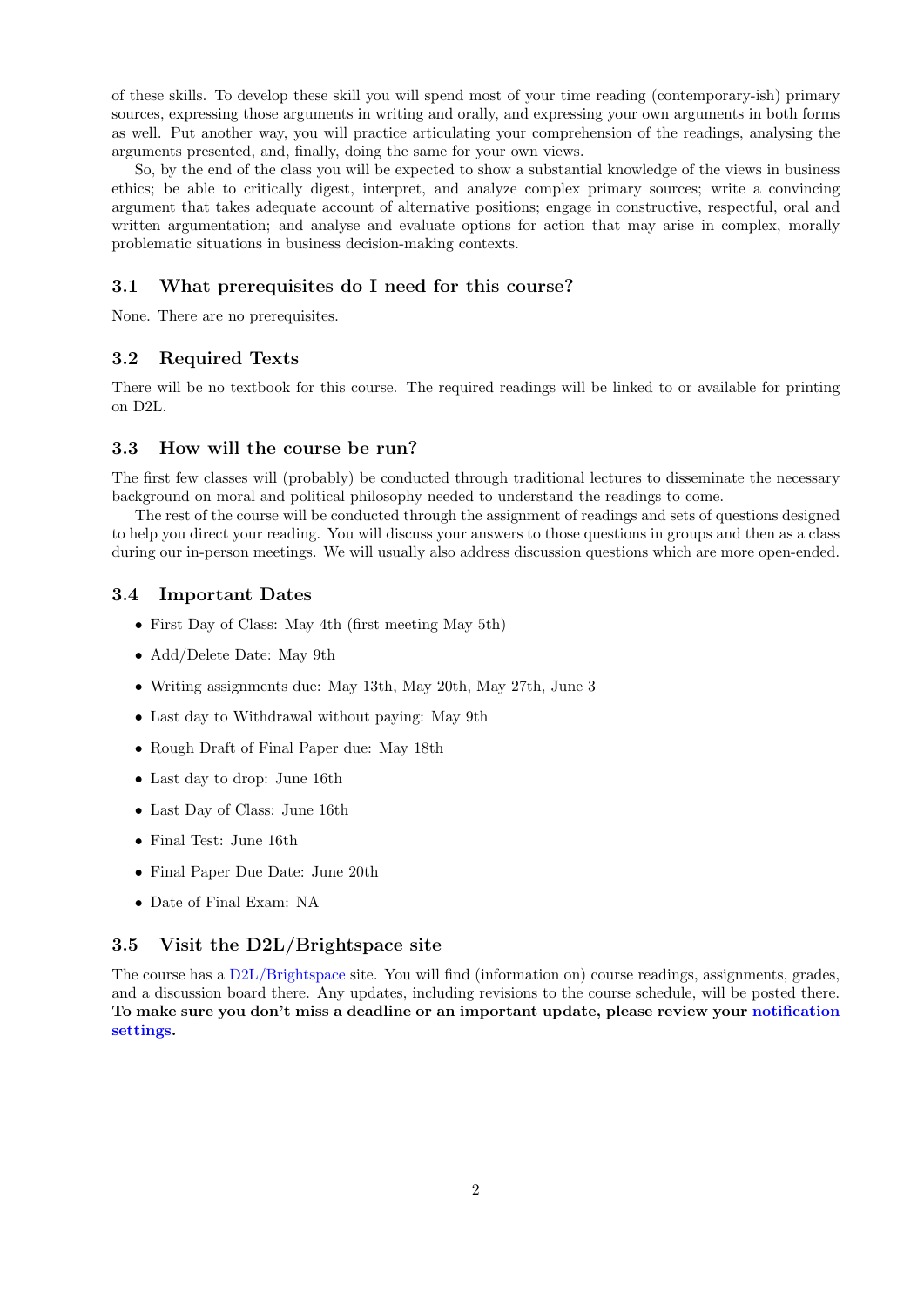of these skills. To develop these skill you will spend most of your time reading (contemporary-ish) primary sources, expressing those arguments in writing and orally, and expressing your own arguments in both forms as well. Put another way, you will practice articulating your comprehension of the readings, analysing the arguments presented, and, finally, doing the same for your own views.

So, by the end of the class you will be expected to show a substantial knowledge of the views in business ethics; be able to critically digest, interpret, and analyze complex primary sources; write a convincing argument that takes adequate account of alternative positions; engage in constructive, respectful, oral and written argumentation; and analyse and evaluate options for action that may arise in complex, morally problematic situations in business decision-making contexts.

## 3.1 What prerequisites do I need for this course?

None. There are no prerequisites.

## 3.2 Required Texts

There will be no textbook for this course. The required readings will be linked to or available for printing on D2L.

## 3.3 How will the course be run?

The first few classes will (probably) be conducted through traditional lectures to disseminate the necessary background on moral and political philosophy needed to understand the readings to come.

The rest of the course will be conducted through the assignment of readings and sets of questions designed to help you direct your reading. You will discuss your answers to those questions in groups and then as a class during our in-person meetings. We will usually also address discussion questions which are more open-ended.

## 3.4 Important Dates

- First Day of Class: May 4th (first meeting May 5th)
- Add/Delete Date: May 9th
- Writing assignments due: May 13th, May 20th, May 27th, June 3
- Last day to Withdrawal without paying: May 9th
- Rough Draft of Final Paper due: May 18th
- Last day to drop: June 16th
- Last Day of Class: June 16th
- Final Test: June 16th
- Final Paper Due Date: June 20th
- Date of Final Exam: NA

## 3.5 Visit the D2L/Brightspace site

The course has a D2L/Brightspace site. You will find (information on) course readings, assignments, grades, and a discussion board there. Any updates, including revisions to the course schedule, will be posted there. **To make sure you don't miss a deadline or an important update, please review your notification settings.**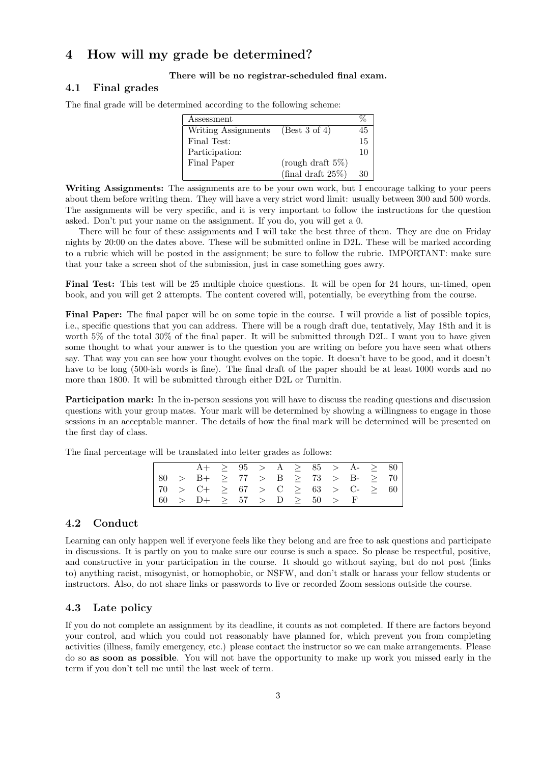## 4 How will my grade be determined?

**There will be no registrar-scheduled final exam.**

### 4.1 Final grades

The final grade will be determined according to the following scheme:

| Assessment | | % |
|---|---|---|
| Writing Assignments | (Best 3 of 4) | 45 |
| Final Test: | | 15 |
| Participation: | | 10 |
| Final Paper | (rough draft 5%) | |
| | (final draft 25%) | 30 |

**Writing Assignments:** The assignments are to be your own work, but I encourage talking to your peers about them before writing them. They will have a very strict word limit: usually between 300 and 500 words. The assignments will be very specific, and it is very important to follow the instructions for the question asked. Don't put your name on the assignment. If you do, you will get a 0.

There will be four of these assignments and I will take the best three of them. They are due on Friday nights by 20:00 on the dates above. These will be submitted online in D2L. These will be marked according to a rubric which will be posted in the assignment; be sure to follow the rubric. IMPORTANT: make sure that your take a screen shot of the submission, just in case something goes awry.

**Final Test:** This test will be 25 multiple choice questions. It will be open for 24 hours, un-timed, open book, and you will get 2 attempts. The content covered will, potentially, be everything from the course.

**Final Paper:** The final paper will be on some topic in the course. I will provide a list of possible topics, i.e., specific questions that you can address. There will be a rough draft due, tentatively, May 18th and it is worth 5% of the total 30% of the final paper. It will be submitted through D2L. I want you to have given some thought to what your answer is to the question you are writing on before you have seen what others say. That way you can see how your thought evolves on the topic. It doesn't have to be good, and it doesn't have to be long (500-ish words is fine). The final draft of the paper should be at least 1000 words and no more than 1800. It will be submitted through either D2L or Turnitin.

**Participation mark:** In the in-person sessions you will have to discuss the reading questions and discussion questions with your group mates. Your mark will be determined by showing a willingness to engage in those sessions in an acceptable manner. The details of how the final mark will be determined will be presented on the first day of class.

The final percentage will be translated into letter grades as follows:

| | | | | | | | | | | | | |
|---|---|---|---|---|---|---|---|---|---|---|---|---|
| | | A+ | $\geq$ | 95 | $>$ | A | $\geq$ | 85 | $>$ | A- | $\geq$ | 80 |
| 80 | $>$ | B+ | $\geq$ | 77 | $>$ | B | $\geq$ | 73 | $>$ | B- | $\geq$ | 70 |
| 70 | $>$ | C+ | $\geq$ | 67 | $>$ | C | $\geq$ | 63 | $>$ | C- | $\geq$ | 60 |
| 60 | $>$ | D+ | $\geq$ | 57 | $>$ | D | $\geq$ | 50 | $>$ | F | | |

### 4.2 Conduct

Learning can only happen well if everyone feels like they belong and are free to ask questions and participate in discussions. It is partly on you to make sure our course is such a space. So please be respectful, positive, and constructive in your participation in the course. It should go without saying, but do not post (links to) anything racist, misogynist, or homophobic, or NSFW, and don't stalk or harass your fellow students or instructors. Also, do not share links or passwords to live or recorded Zoom sessions outside the course.

### 4.3 Late policy

If you do not complete an assignment by its deadline, it counts as not completed. If there are factors beyond your control, and which you could not reasonably have planned for, which prevent you from completing activities (illness, family emergency, etc.) please contact the instructor so we can make arrangements. Please do so **as soon as possible**. You will not have the opportunity to make up work you missed early in the term if you don't tell me until the last week of term.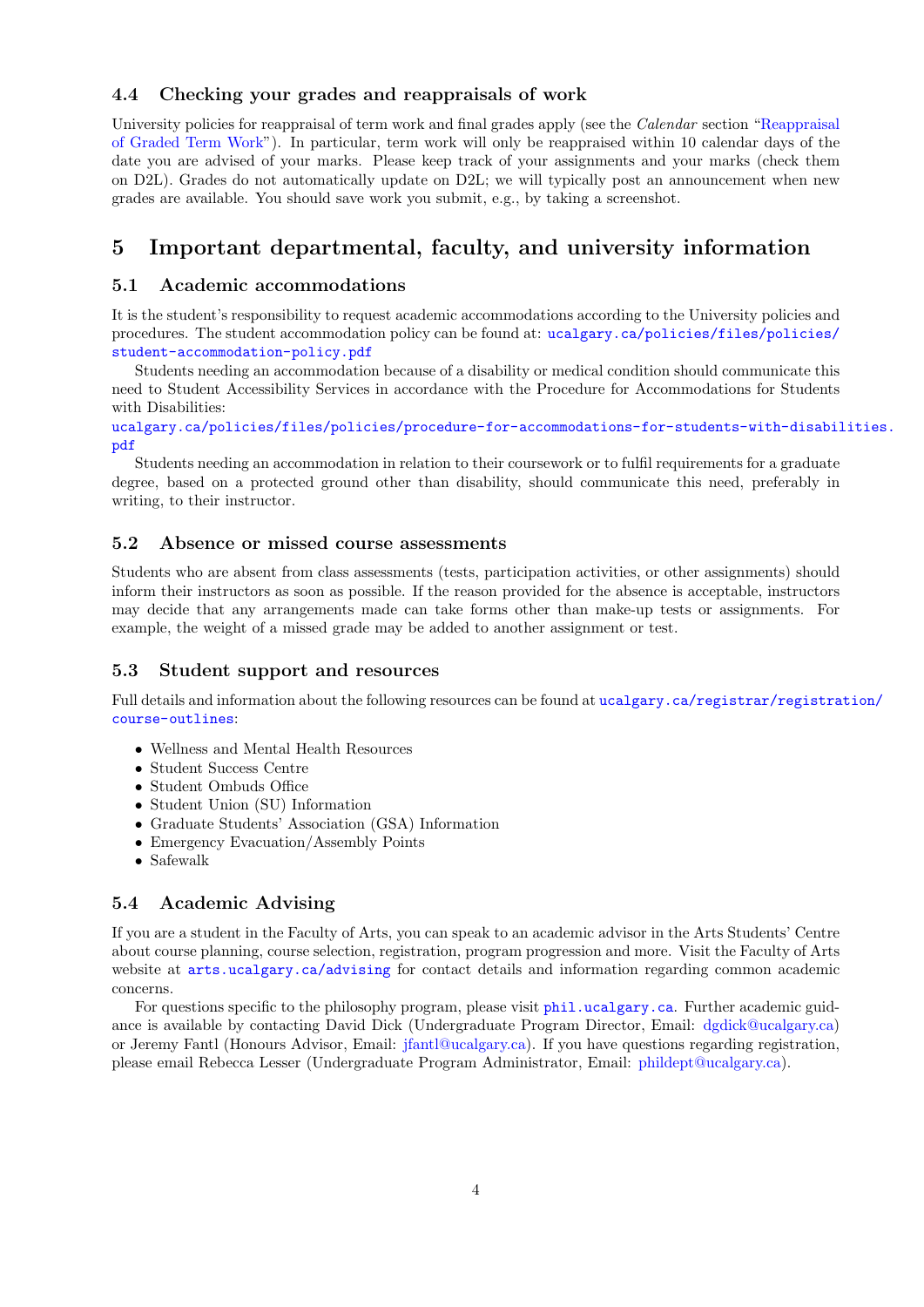### 4.4 Checking your grades and reappraisals of work

University policies for reappraisal of term work and final grades apply (see the *Calendar* section "Reappraisal of Graded Term Work"). In particular, term work will only be reappraised within 10 calendar days of the date you are advised of your marks. Please keep track of your assignments and your marks (check them on D2L). Grades do not automatically update on D2L; we will typically post an announcement when new grades are available. You should save work you submit, e.g., by taking a screenshot.

## 5 Important departmental, faculty, and university information

### 5.1 Academic accommodations

It is the student's responsibility to request academic accommodations according to the University policies and procedures. The student accommodation policy can be found at: ucalgary.ca/policies/files/policies/student-accommodation-policy.pdf

Students needing an accommodation because of a disability or medical condition should communicate this need to Student Accessibility Services in accordance with the Procedure for Accommodations for Students with Disabilities:
ucalgary.ca/policies/files/policies/procedure-for-accommodations-for-students-with-disabilities.pdf

Students needing an accommodation in relation to their coursework or to fulfil requirements for a graduate degree, based on a protected ground other than disability, should communicate this need, preferably in writing, to their instructor.

### 5.2 Absence or missed course assessments

Students who are absent from class assessments (tests, participation activities, or other assignments) should inform their instructors as soon as possible. If the reason provided for the absence is acceptable, instructors may decide that any arrangements made can take forms other than make-up tests or assignments. For example, the weight of a missed grade may be added to another assignment or test.

### 5.3 Student support and resources

Full details and information about the following resources can be found at ucalgary.ca/registrar/registration/course-outlines:

- Wellness and Mental Health Resources
- Student Success Centre
- Student Ombuds Office
- Student Union (SU) Information
- Graduate Students' Association (GSA) Information
- Emergency Evacuation/Assembly Points
- Safewalk

### 5.4 Academic Advising

If you are a student in the Faculty of Arts, you can speak to an academic advisor in the Arts Students' Centre about course planning, course selection, registration, program progression and more. Visit the Faculty of Arts website at arts.ucalgary.ca/advising for contact details and information regarding common academic concerns.

For questions specific to the philosophy program, please visit phil.ucalgary.ca. Further academic guidance is available by contacting David Dick (Undergraduate Program Director, Email: dgdick@ucalgary.ca) or Jeremy Fantl (Honours Advisor, Email: jfantl@ucalgary.ca). If you have questions regarding registration, please email Rebecca Lesser (Undergraduate Program Administrator, Email: phildept@ucalgary.ca).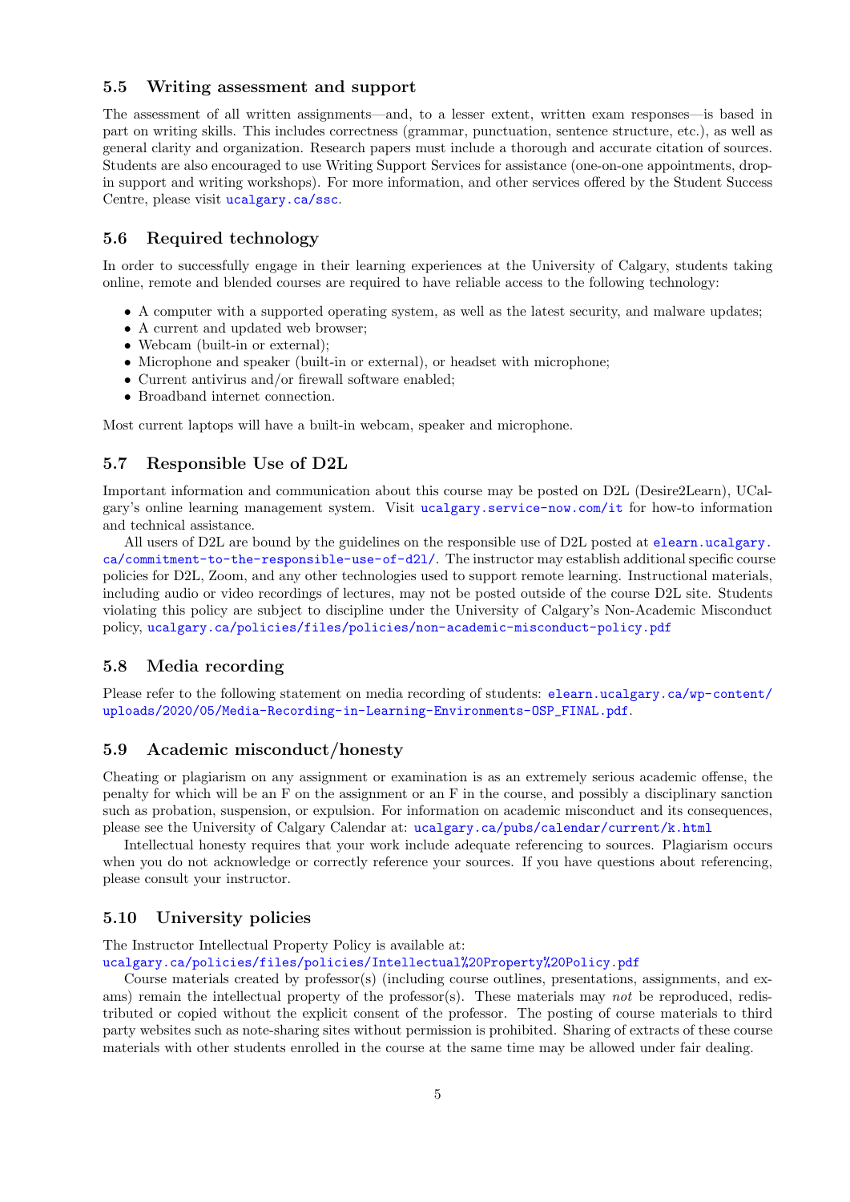### 5.5 Writing assessment and support

The assessment of all written assignments—and, to a lesser extent, written exam responses—is based in part on writing skills. This includes correctness (grammar, punctuation, sentence structure, etc.), as well as general clarity and organization. Research papers must include a thorough and accurate citation of sources. Students are also encouraged to use Writing Support Services for assistance (one-on-one appointments, drop-in support and writing workshops). For more information, and other services offered by the Student Success Centre, please visit ucalgary.ca/ssc.

### 5.6 Required technology

In order to successfully engage in their learning experiences at the University of Calgary, students taking online, remote and blended courses are required to have reliable access to the following technology:

- A computer with a supported operating system, as well as the latest security, and malware updates;
- A current and updated web browser;
- Webcam (built-in or external);
- Microphone and speaker (built-in or external), or headset with microphone;
- Current antivirus and/or firewall software enabled;
- Broadband internet connection.

Most current laptops will have a built-in webcam, speaker and microphone.

### 5.7 Responsible Use of D2L

Important information and communication about this course may be posted on D2L (Desire2Learn), UCalgary's online learning management system. Visit ucalgary.service-now.com/it for how-to information and technical assistance.

All users of D2L are bound by the guidelines on the responsible use of D2L posted at elearn.ucalgary.ca/commitment-to-the-responsible-use-of-d2l/. The instructor may establish additional specific course policies for D2L, Zoom, and any other technologies used to support remote learning. Instructional materials, including audio or video recordings of lectures, may not be posted outside of the course D2L site. Students violating this policy are subject to discipline under the University of Calgary's Non-Academic Misconduct policy, ucalgary.ca/policies/files/policies/non-academic-misconduct-policy.pdf

### 5.8 Media recording

Please refer to the following statement on media recording of students: elearn.ucalgary.ca/wp-content/uploads/2020/05/Media-Recording-in-Learning-Environments-OSP_FINAL.pdf.

### 5.9 Academic misconduct/honesty

Cheating or plagiarism on any assignment or examination is as an extremely serious academic offense, the penalty for which will be an F on the assignment or an F in the course, and possibly a disciplinary sanction such as probation, suspension, or expulsion. For information on academic misconduct and its consequences, please see the University of Calgary Calendar at: ucalgary.ca/pubs/calendar/current/k.html

Intellectual honesty requires that your work include adequate referencing to sources. Plagiarism occurs when you do not acknowledge or correctly reference your sources. If you have questions about referencing, please consult your instructor.

### 5.10 University policies

The Instructor Intellectual Property Policy is available at:
ucalgary.ca/policies/files/policies/Intellectual%20Property%20Policy.pdf

Course materials created by professor(s) (including course outlines, presentations, assignments, and exams) remain the intellectual property of the professor(s). These materials may *not* be reproduced, redistributed or copied without the explicit consent of the professor. The posting of course materials to third party websites such as note-sharing sites without permission is prohibited. Sharing of extracts of these course materials with other students enrolled in the course at the same time may be allowed under fair dealing.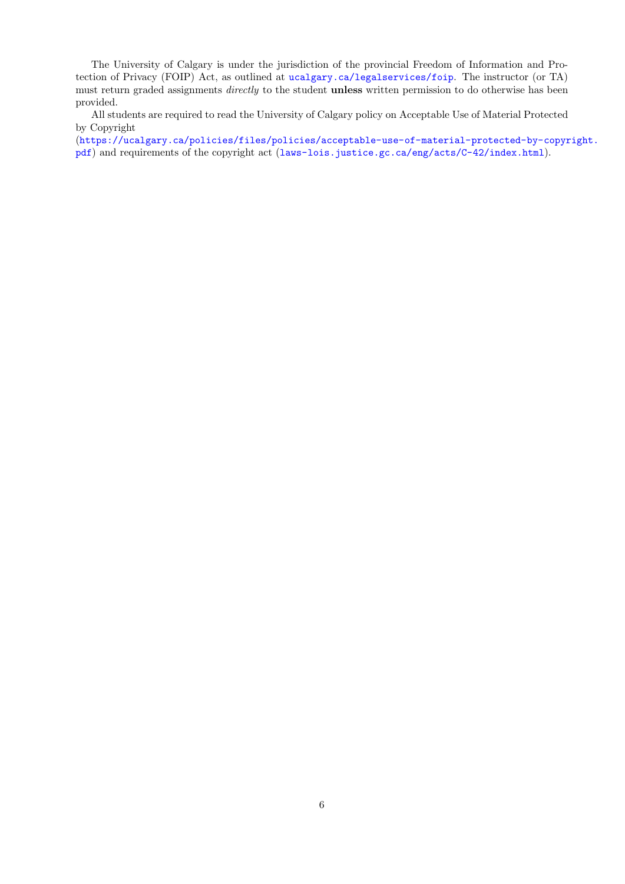The University of Calgary is under the jurisdiction of the provincial Freedom of Information and Protection of Privacy (FOIP) Act, as outlined at ucalgary.ca/legalservices/foip. The instructor (or TA) must return graded assignments *directly* to the student **unless** written permission to do otherwise has been provided.

All students are required to read the University of Calgary policy on Acceptable Use of Material Protected by Copyright (https://ucalgary.ca/policies/files/policies/acceptable-use-of-material-protected-by-copyright.pdf) and requirements of the copyright act (laws-lois.justice.gc.ca/eng/acts/C-42/index.html).